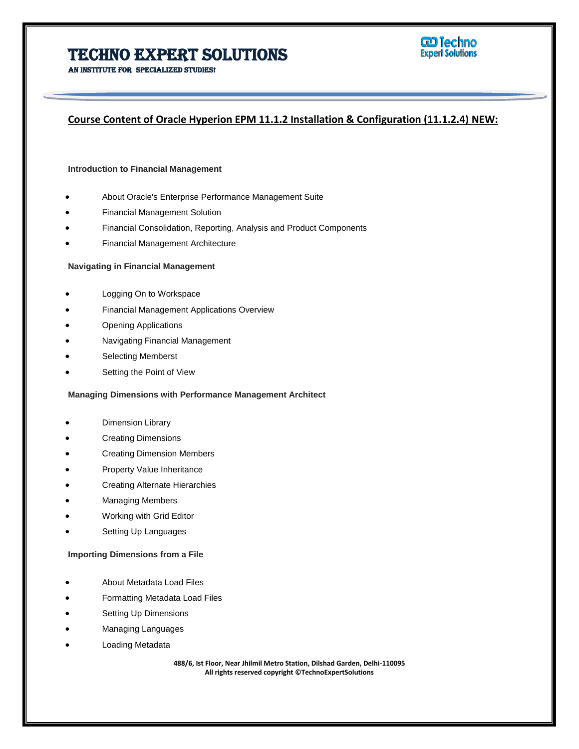# TECHNO EXPERT SOLUTIONS

AN INSTITUTE FOR SPECIALIZED STUDIES!

## Course Content of Oracle Hyperion EPM 11.1.2 Installation & Configuration (11.1.2.4) NEW:

**Introduction to Financial Management**

- About Oracle's Enterprise Performance Management Suite
- Financial Management Solution
- Financial Consolidation, Reporting, Analysis and Product Components
- Financial Management Architecture

**Navigating in Financial Management**

- Logging On to Workspace
- Financial Management Applications Overview
- Opening Applications
- Navigating Financial Management
- Selecting Memberst
- Setting the Point of View

**Managing Dimensions with Performance Management Architect**

- Dimension Library
- Creating Dimensions
- Creating Dimension Members
- Property Value Inheritance
- Creating Alternate Hierarchies
- Managing Members
- Working with Grid Editor
- Setting Up Languages

**Importing Dimensions from a File**

- About Metadata Load Files
- Formatting Metadata Load Files
- Setting Up Dimensions
- Managing Languages
- Loading Metadata

488/6, Ist Floor, Near Jhilmil Metro Station, Dilshad Garden, Delhi-110095
All rights reserved copyright ©TechnoExpertSolutions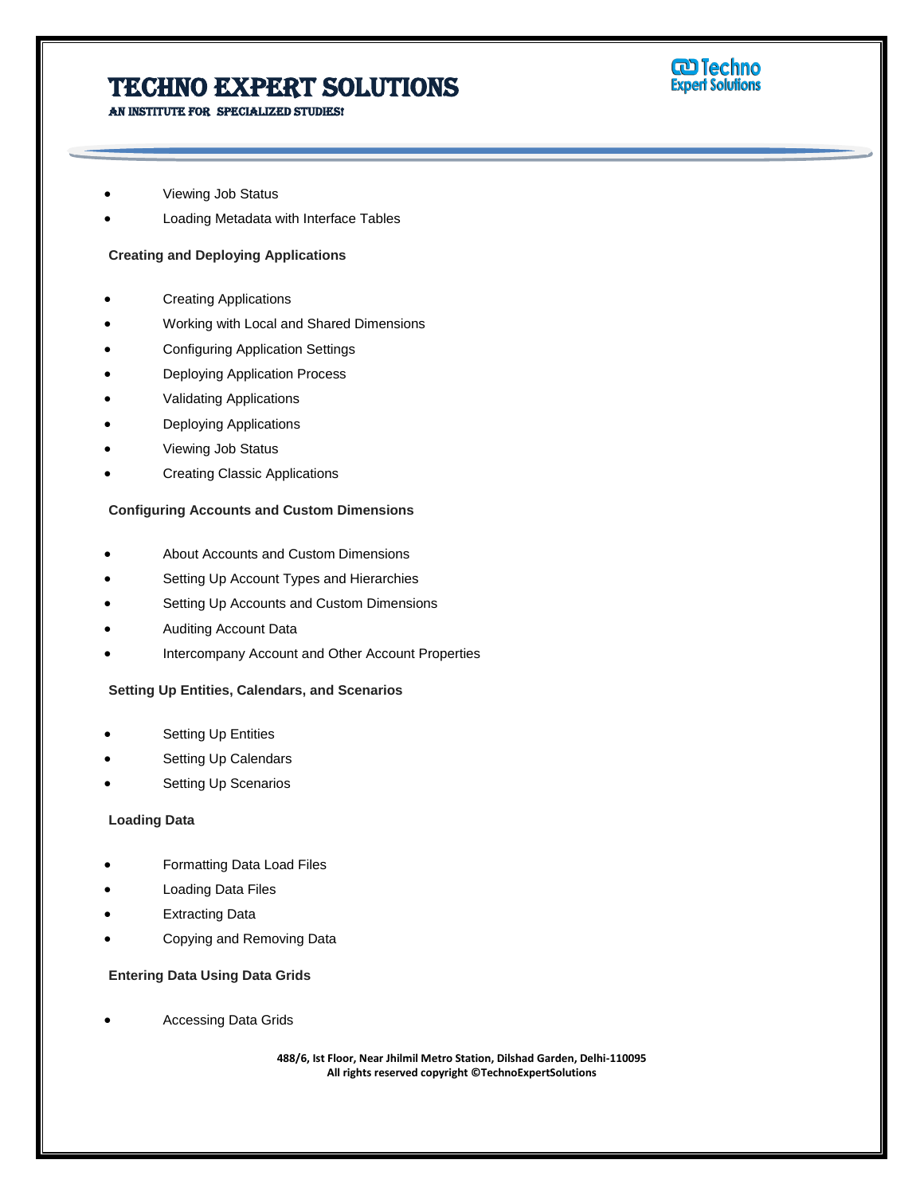- Viewing Job Status
- Loading Metadata with Interface Tables

**Creating and Deploying Applications**

- Creating Applications
- Working with Local and Shared Dimensions
- Configuring Application Settings
- Deploying Application Process
- Validating Applications
- Deploying Applications
- Viewing Job Status
- Creating Classic Applications

**Configuring Accounts and Custom Dimensions**

- About Accounts and Custom Dimensions
- Setting Up Account Types and Hierarchies
- Setting Up Accounts and Custom Dimensions
- Auditing Account Data
- Intercompany Account and Other Account Properties

**Setting Up Entities, Calendars, and Scenarios**

- Setting Up Entities
- Setting Up Calendars
- Setting Up Scenarios

**Loading Data**

- Formatting Data Load Files
- Loading Data Files
- Extracting Data
- Copying and Removing Data

**Entering Data Using Data Grids**

- Accessing Data Grids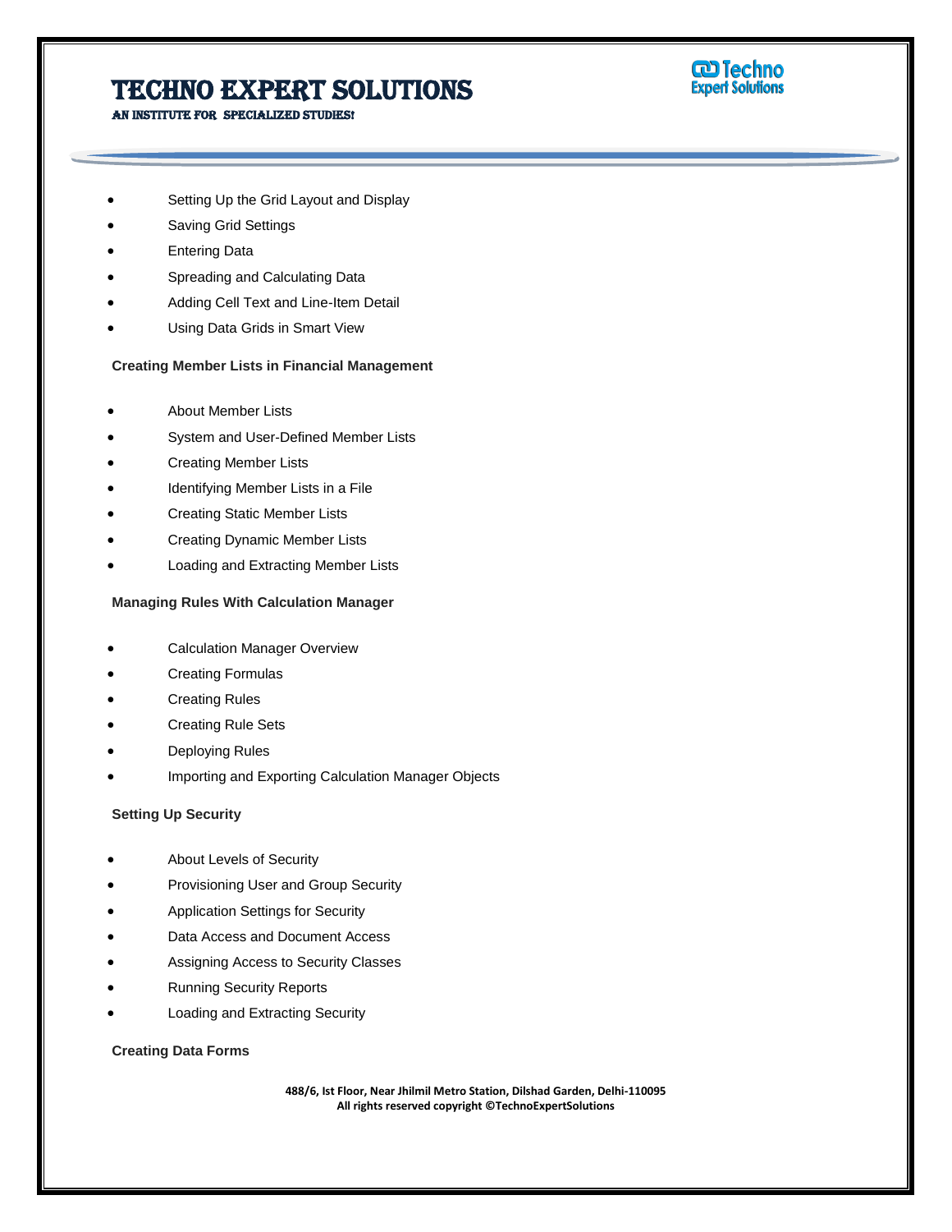- Setting Up the Grid Layout and Display
- Saving Grid Settings
- Entering Data
- Spreading and Calculating Data
- Adding Cell Text and Line-Item Detail
- Using Data Grids in Smart View

**Creating Member Lists in Financial Management**

- About Member Lists
- System and User-Defined Member Lists
- Creating Member Lists
- Identifying Member Lists in a File
- Creating Static Member Lists
- Creating Dynamic Member Lists
- Loading and Extracting Member Lists

**Managing Rules With Calculation Manager**

- Calculation Manager Overview
- Creating Formulas
- Creating Rules
- Creating Rule Sets
- Deploying Rules
- Importing and Exporting Calculation Manager Objects

**Setting Up Security**

- About Levels of Security
- Provisioning User and Group Security
- Application Settings for Security
- Data Access and Document Access
- Assigning Access to Security Classes
- Running Security Reports
- Loading and Extracting Security

**Creating Data Forms**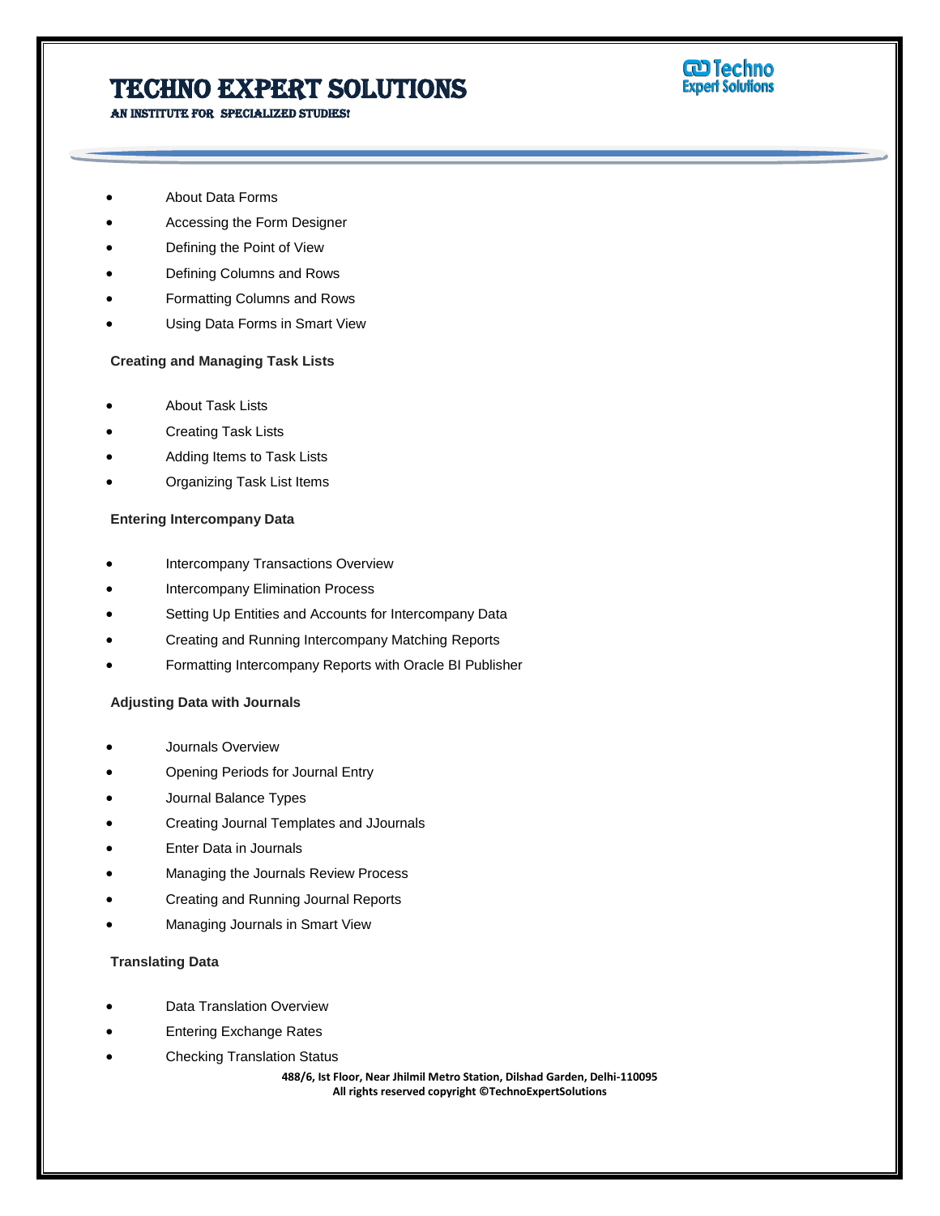- About Data Forms
- Accessing the Form Designer
- Defining the Point of View
- Defining Columns and Rows
- Formatting Columns and Rows
- Using Data Forms in Smart View

**Creating and Managing Task Lists**

- About Task Lists
- Creating Task Lists
- Adding Items to Task Lists
- Organizing Task List Items

**Entering Intercompany Data**

- Intercompany Transactions Overview
- Intercompany Elimination Process
- Setting Up Entities and Accounts for Intercompany Data
- Creating and Running Intercompany Matching Reports
- Formatting Intercompany Reports with Oracle BI Publisher

**Adjusting Data with Journals**

- Journals Overview
- Opening Periods for Journal Entry
- Journal Balance Types
- Creating Journal Templates and JJournals
- Enter Data in Journals
- Managing the Journals Review Process
- Creating and Running Journal Reports
- Managing Journals in Smart View

**Translating Data**

- Data Translation Overview
- Entering Exchange Rates
- Checking Translation Status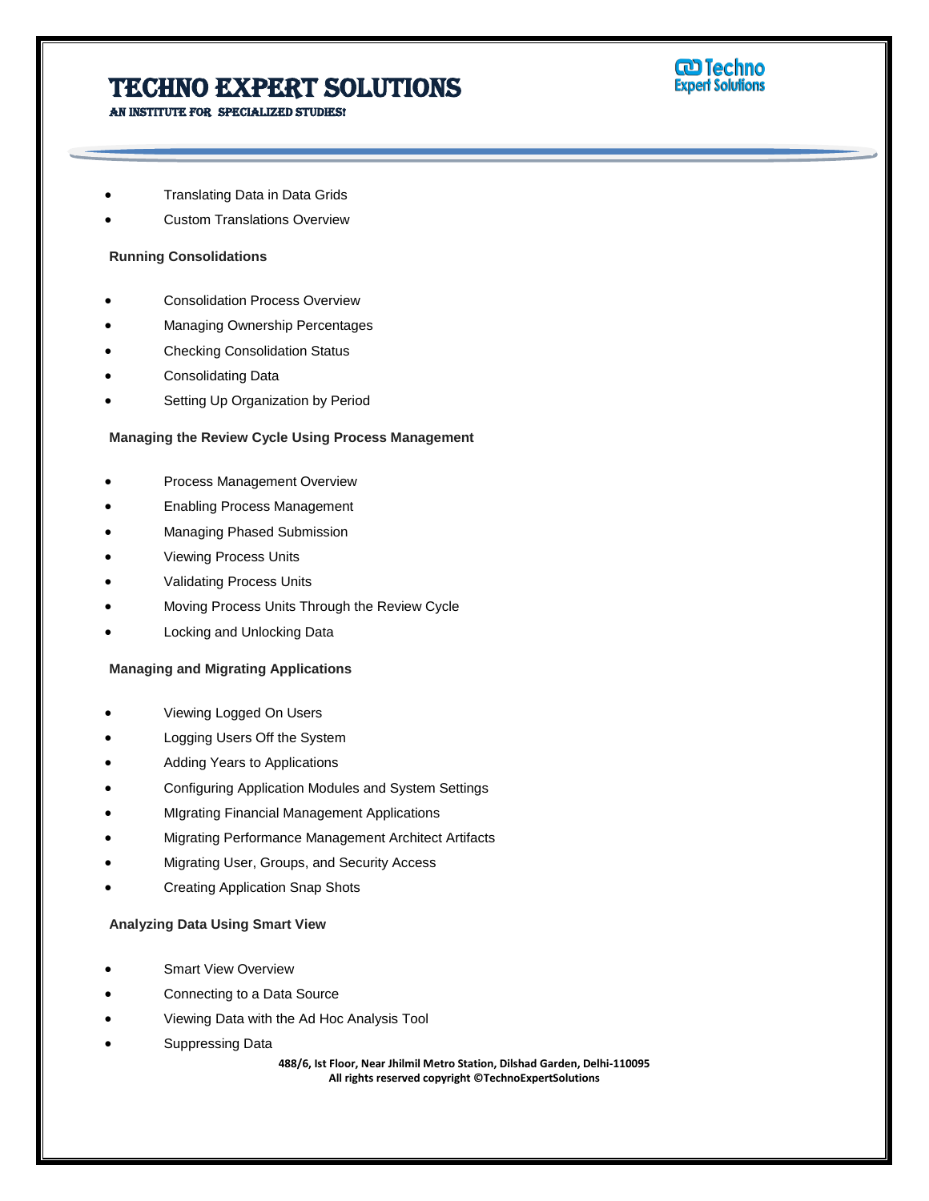- Translating Data in Data Grids
- Custom Translations Overview

**Running Consolidations**

- Consolidation Process Overview
- Managing Ownership Percentages
- Checking Consolidation Status
- Consolidating Data
- Setting Up Organization by Period

**Managing the Review Cycle Using Process Management**

- Process Management Overview
- Enabling Process Management
- Managing Phased Submission
- Viewing Process Units
- Validating Process Units
- Moving Process Units Through the Review Cycle
- Locking and Unlocking Data

**Managing and Migrating Applications**

- Viewing Logged On Users
- Logging Users Off the System
- Adding Years to Applications
- Configuring Application Modules and System Settings
- MIgrating Financial Management Applications
- Migrating Performance Management Architect Artifacts
- Migrating User, Groups, and Security Access
- Creating Application Snap Shots

**Analyzing Data Using Smart View**

- Smart View Overview
- Connecting to a Data Source
- Viewing Data with the Ad Hoc Analysis Tool
- Suppressing Data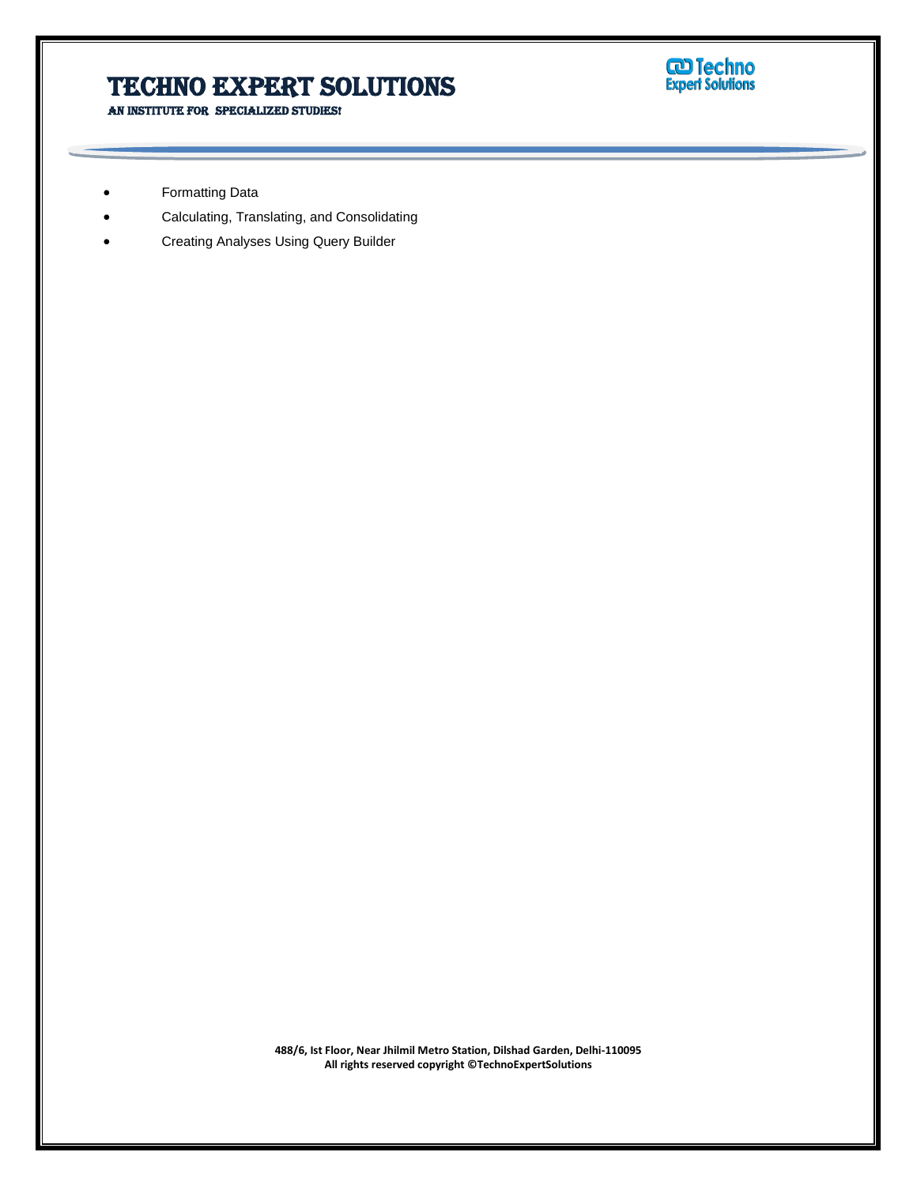- Formatting Data
- Calculating, Translating, and Consolidating
- Creating Analyses Using Query Builder